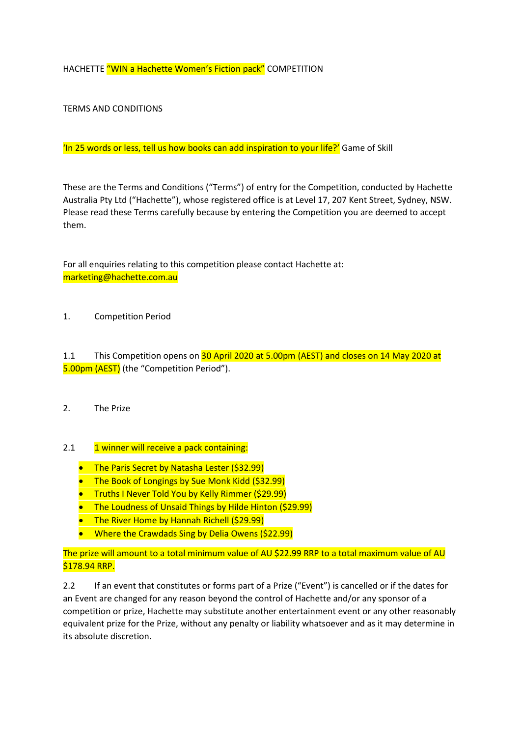HACHETTE "WIN a Hachette Women's Fiction pack" COMPETITION

TERMS AND CONDITIONS

'In 25 words or less, tell us how books can add inspiration to your life?' Game of Skill

These are the Terms and Conditions ("Terms") of entry for the Competition, conducted by Hachette Australia Pty Ltd ("Hachette"), whose registered office is at Level 17, 207 Kent Street, Sydney, NSW. Please read these Terms carefully because by entering the Competition you are deemed to accept them.

For all enquiries relating to this competition please contact Hachette at: marketing@hachette.com.au

1. Competition Period

1.1 This Competition opens on 30 April 2020 at 5.00pm (AEST) and closes on 14 May 2020 at 5.00pm (AEST) (the "Competition Period").

2. The Prize

2.1 1 winner will receive a pack containing:

- The Paris Secret by Natasha Lester ($32.99)
- The Book of Longings by Sue Monk Kidd ($32.99)
- Truths I Never Told You by Kelly Rimmer ($29.99)
- The Loudness of Unsaid Things by Hilde Hinton ($29.99)
- The River Home by Hannah Richell ($29.99)
- Where the Crawdads Sing by Delia Owens ($22.99)

The prize will amount to a total minimum value of AU $22.99 RRP to a total maximum value of AU $178.94 RRP.

2.2 If an event that constitutes or forms part of a Prize ("Event") is cancelled or if the dates for an Event are changed for any reason beyond the control of Hachette and/or any sponsor of a competition or prize, Hachette may substitute another entertainment event or any other reasonably equivalent prize for the Prize, without any penalty or liability whatsoever and as it may determine in its absolute discretion.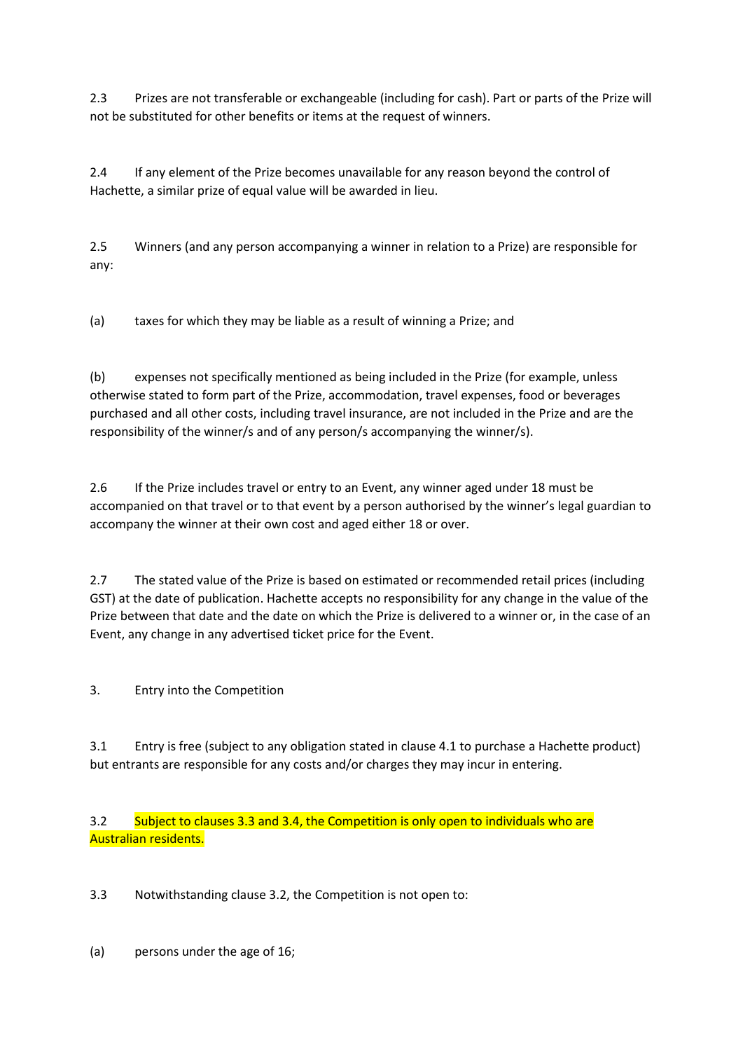2.3 Prizes are not transferable or exchangeable (including for cash). Part or parts of the Prize will not be substituted for other benefits or items at the request of winners.

2.4 If any element of the Prize becomes unavailable for any reason beyond the control of Hachette, a similar prize of equal value will be awarded in lieu.

2.5 Winners (and any person accompanying a winner in relation to a Prize) are responsible for any:

(a) taxes for which they may be liable as a result of winning a Prize; and

(b) expenses not specifically mentioned as being included in the Prize (for example, unless otherwise stated to form part of the Prize, accommodation, travel expenses, food or beverages purchased and all other costs, including travel insurance, are not included in the Prize and are the responsibility of the winner/s and of any person/s accompanying the winner/s).

2.6 If the Prize includes travel or entry to an Event, any winner aged under 18 must be accompanied on that travel or to that event by a person authorised by the winner's legal guardian to accompany the winner at their own cost and aged either 18 or over.

2.7 The stated value of the Prize is based on estimated or recommended retail prices (including GST) at the date of publication. Hachette accepts no responsibility for any change in the value of the Prize between that date and the date on which the Prize is delivered to a winner or, in the case of an Event, any change in any advertised ticket price for the Event.

3. Entry into the Competition

3.1 Entry is free (subject to any obligation stated in clause 4.1 to purchase a Hachette product) but entrants are responsible for any costs and/or charges they may incur in entering.

3.2 Subject to clauses 3.3 and 3.4, the Competition is only open to individuals who are Australian residents.

3.3 Notwithstanding clause 3.2, the Competition is not open to:

(a) persons under the age of 16;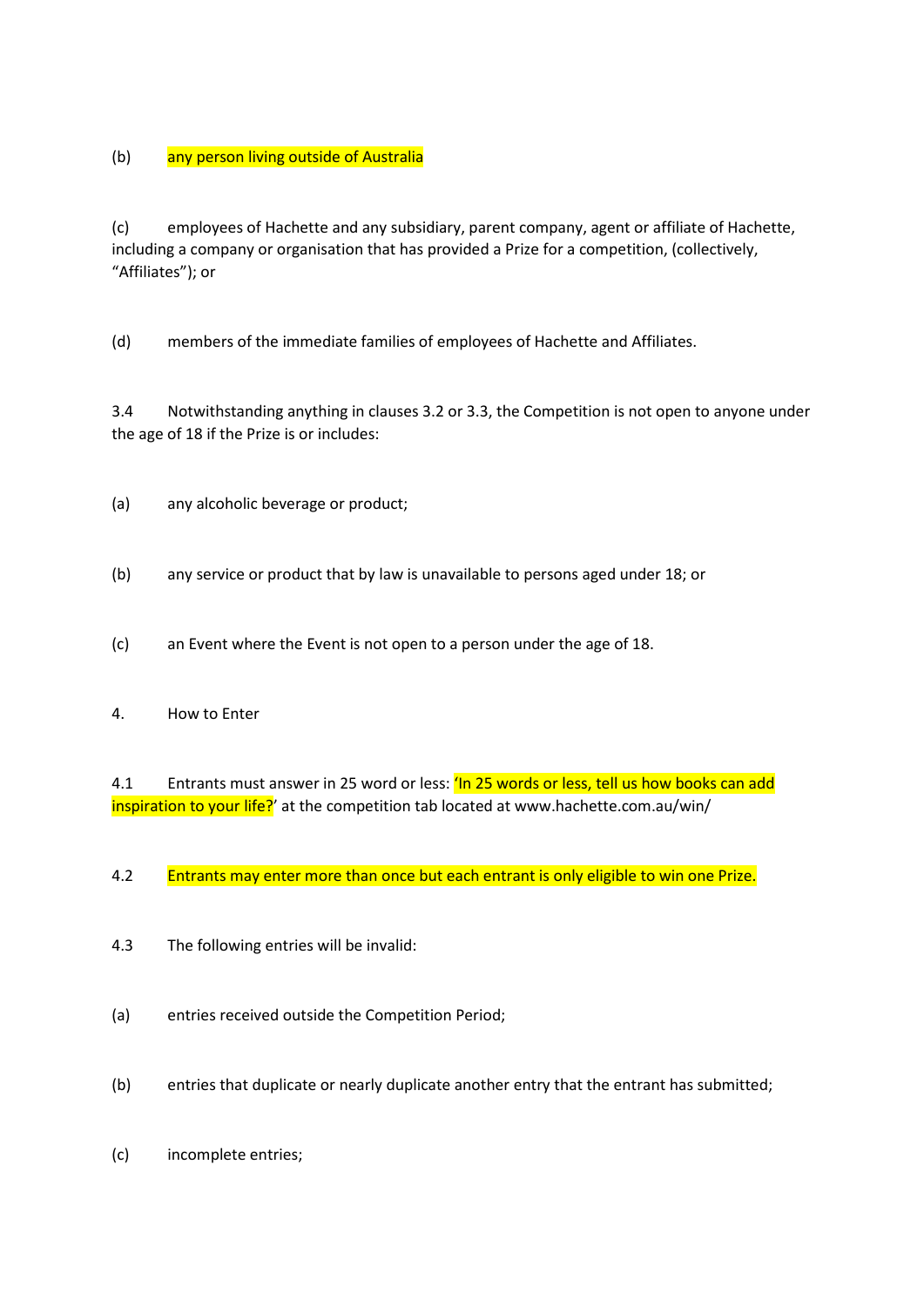(b) any person living outside of Australia

(c) employees of Hachette and any subsidiary, parent company, agent or affiliate of Hachette, including a company or organisation that has provided a Prize for a competition, (collectively, "Affiliates"); or

(d) members of the immediate families of employees of Hachette and Affiliates.

3.4 Notwithstanding anything in clauses 3.2 or 3.3, the Competition is not open to anyone under the age of 18 if the Prize is or includes:

(a) any alcoholic beverage or product;

(b) any service or product that by law is unavailable to persons aged under 18; or

(c) an Event where the Event is not open to a person under the age of 18.

4. How to Enter

4.1 Entrants must answer in 25 word or less: 'In 25 words or less, tell us how books can add inspiration to your life?' at the competition tab located at www.hachette.com.au/win/

4.2 Entrants may enter more than once but each entrant is only eligible to win one Prize.

4.3 The following entries will be invalid:

(a) entries received outside the Competition Period;

(b) entries that duplicate or nearly duplicate another entry that the entrant has submitted;

(c) incomplete entries;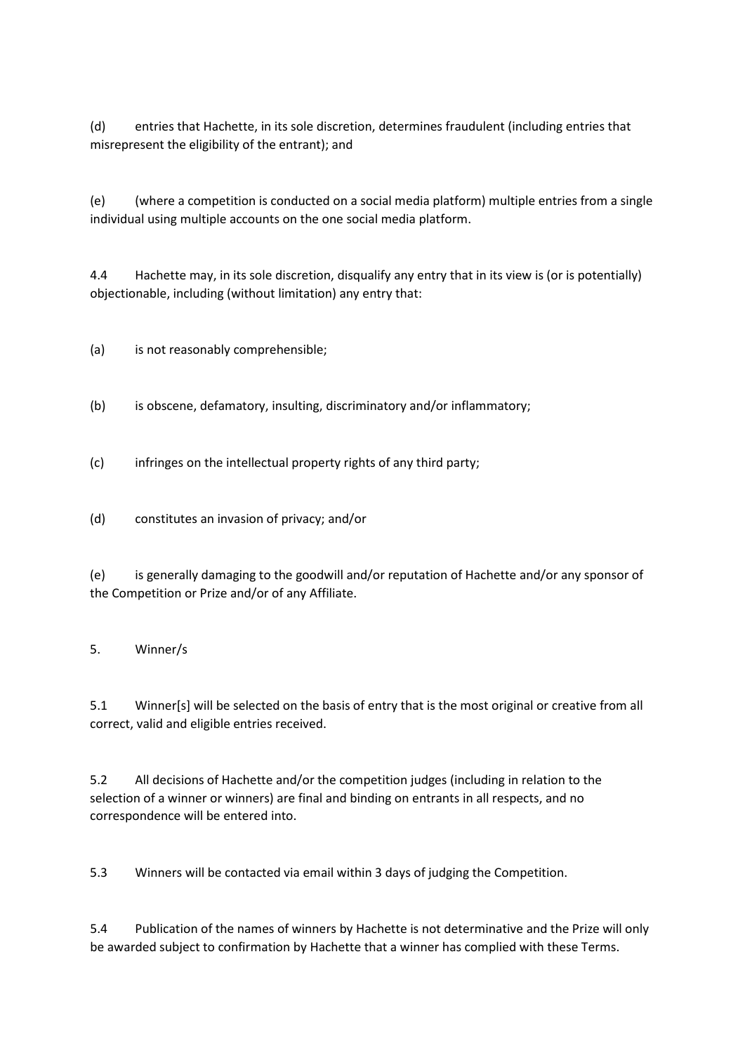(d) entries that Hachette, in its sole discretion, determines fraudulent (including entries that misrepresent the eligibility of the entrant); and

(e) (where a competition is conducted on a social media platform) multiple entries from a single individual using multiple accounts on the one social media platform.

4.4 Hachette may, in its sole discretion, disqualify any entry that in its view is (or is potentially) objectionable, including (without limitation) any entry that:

(a) is not reasonably comprehensible;

(b) is obscene, defamatory, insulting, discriminatory and/or inflammatory;

(c) infringes on the intellectual property rights of any third party;

(d) constitutes an invasion of privacy; and/or

(e) is generally damaging to the goodwill and/or reputation of Hachette and/or any sponsor of the Competition or Prize and/or of any Affiliate.

## 5. Winner/s

5.1 Winner[s] will be selected on the basis of entry that is the most original or creative from all correct, valid and eligible entries received.

5.2 All decisions of Hachette and/or the competition judges (including in relation to the selection of a winner or winners) are final and binding on entrants in all respects, and no correspondence will be entered into.

5.3 Winners will be contacted via email within 3 days of judging the Competition.

5.4 Publication of the names of winners by Hachette is not determinative and the Prize will only be awarded subject to confirmation by Hachette that a winner has complied with these Terms.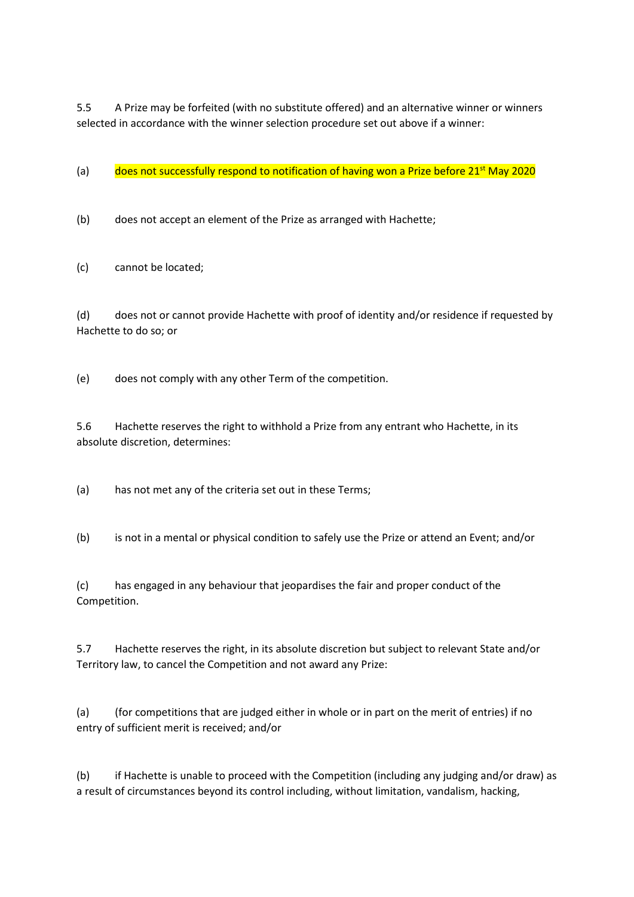5.5 A Prize may be forfeited (with no substitute offered) and an alternative winner or winners selected in accordance with the winner selection procedure set out above if a winner:

(a) does not successfully respond to notification of having won a Prize before 21st May 2020

(b) does not accept an element of the Prize as arranged with Hachette;

(c) cannot be located;

(d) does not or cannot provide Hachette with proof of identity and/or residence if requested by Hachette to do so; or

(e) does not comply with any other Term of the competition.

5.6 Hachette reserves the right to withhold a Prize from any entrant who Hachette, in its absolute discretion, determines:

(a) has not met any of the criteria set out in these Terms;

(b) is not in a mental or physical condition to safely use the Prize or attend an Event; and/or

(c) has engaged in any behaviour that jeopardises the fair and proper conduct of the Competition.

5.7 Hachette reserves the right, in its absolute discretion but subject to relevant State and/or Territory law, to cancel the Competition and not award any Prize:

(a) (for competitions that are judged either in whole or in part on the merit of entries) if no entry of sufficient merit is received; and/or

(b) if Hachette is unable to proceed with the Competition (including any judging and/or draw) as a result of circumstances beyond its control including, without limitation, vandalism, hacking,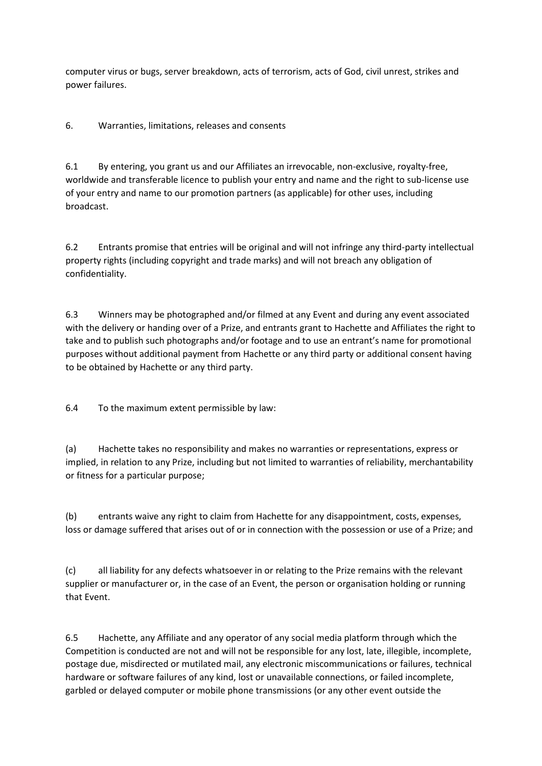computer virus or bugs, server breakdown, acts of terrorism, acts of God, civil unrest, strikes and power failures.

## 6. Warranties, limitations, releases and consents

6.1 By entering, you grant us and our Affiliates an irrevocable, non-exclusive, royalty-free, worldwide and transferable licence to publish your entry and name and the right to sub-license use of your entry and name to our promotion partners (as applicable) for other uses, including broadcast.

6.2 Entrants promise that entries will be original and will not infringe any third-party intellectual property rights (including copyright and trade marks) and will not breach any obligation of confidentiality.

6.3 Winners may be photographed and/or filmed at any Event and during any event associated with the delivery or handing over of a Prize, and entrants grant to Hachette and Affiliates the right to take and to publish such photographs and/or footage and to use an entrant's name for promotional purposes without additional payment from Hachette or any third party or additional consent having to be obtained by Hachette or any third party.

6.4 To the maximum extent permissible by law:

(a) Hachette takes no responsibility and makes no warranties or representations, express or implied, in relation to any Prize, including but not limited to warranties of reliability, merchantability or fitness for a particular purpose;

(b) entrants waive any right to claim from Hachette for any disappointment, costs, expenses, loss or damage suffered that arises out of or in connection with the possession or use of a Prize; and

(c) all liability for any defects whatsoever in or relating to the Prize remains with the relevant supplier or manufacturer or, in the case of an Event, the person or organisation holding or running that Event.

6.5 Hachette, any Affiliate and any operator of any social media platform through which the Competition is conducted are not and will not be responsible for any lost, late, illegible, incomplete, postage due, misdirected or mutilated mail, any electronic miscommunications or failures, technical hardware or software failures of any kind, lost or unavailable connections, or failed incomplete, garbled or delayed computer or mobile phone transmissions (or any other event outside the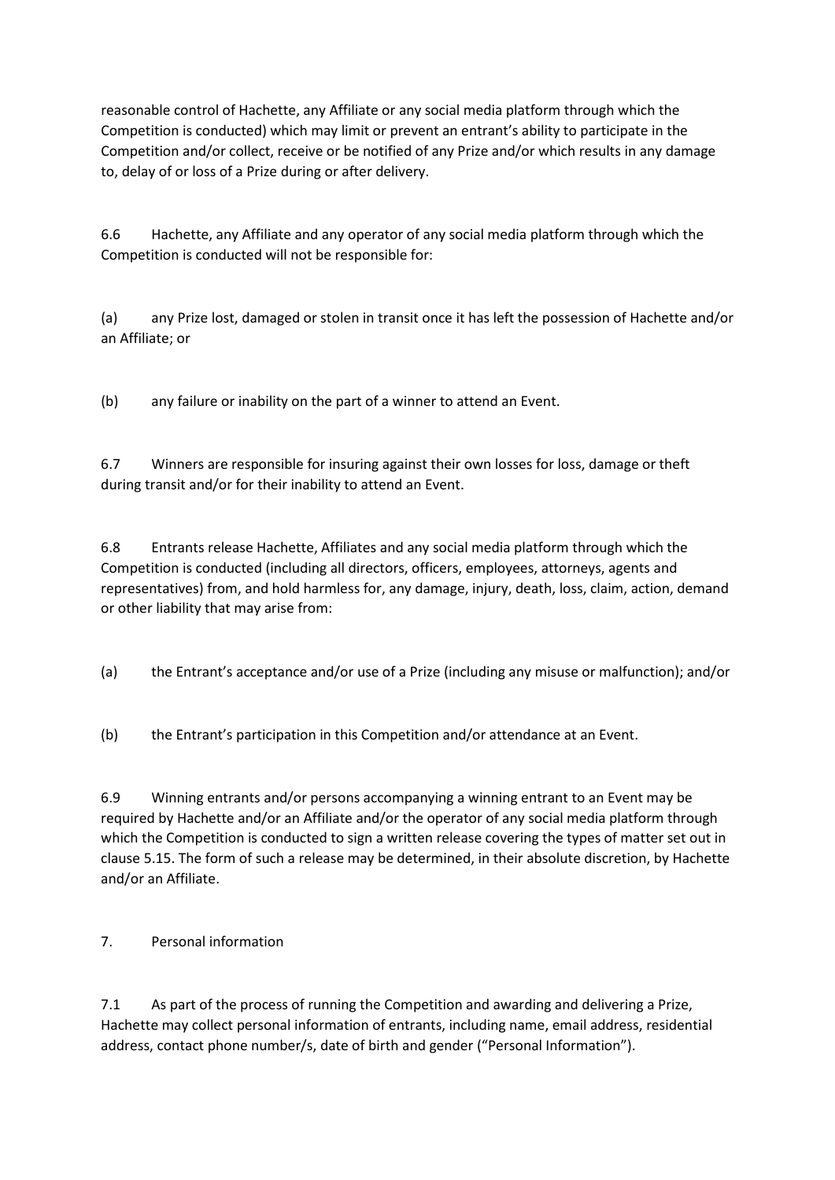reasonable control of Hachette, any Affiliate or any social media platform through which the Competition is conducted) which may limit or prevent an entrant's ability to participate in the Competition and/or collect, receive or be notified of any Prize and/or which results in any damage to, delay of or loss of a Prize during or after delivery.

6.6 Hachette, any Affiliate and any operator of any social media platform through which the Competition is conducted will not be responsible for:

(a) any Prize lost, damaged or stolen in transit once it has left the possession of Hachette and/or an Affiliate; or

(b) any failure or inability on the part of a winner to attend an Event.

6.7 Winners are responsible for insuring against their own losses for loss, damage or theft during transit and/or for their inability to attend an Event.

6.8 Entrants release Hachette, Affiliates and any social media platform through which the Competition is conducted (including all directors, officers, employees, attorneys, agents and representatives) from, and hold harmless for, any damage, injury, death, loss, claim, action, demand or other liability that may arise from:

(a) the Entrant's acceptance and/or use of a Prize (including any misuse or malfunction); and/or

(b) the Entrant's participation in this Competition and/or attendance at an Event.

6.9 Winning entrants and/or persons accompanying a winning entrant to an Event may be required by Hachette and/or an Affiliate and/or the operator of any social media platform through which the Competition is conducted to sign a written release covering the types of matter set out in clause 5.15. The form of such a release may be determined, in their absolute discretion, by Hachette and/or an Affiliate.

7. Personal information

7.1 As part of the process of running the Competition and awarding and delivering a Prize, Hachette may collect personal information of entrants, including name, email address, residential address, contact phone number/s, date of birth and gender ("Personal Information").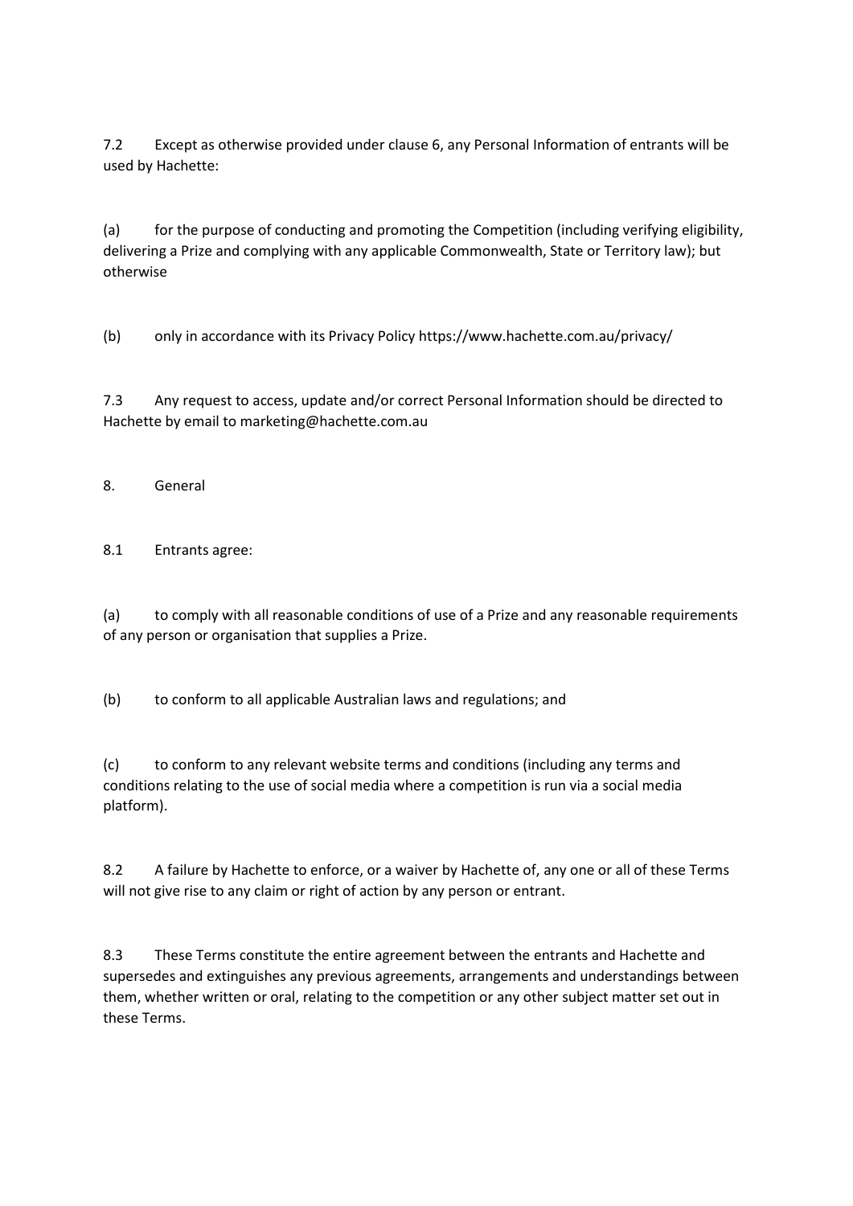7.2 Except as otherwise provided under clause 6, any Personal Information of entrants will be used by Hachette:

(a) for the purpose of conducting and promoting the Competition (including verifying eligibility, delivering a Prize and complying with any applicable Commonwealth, State or Territory law); but otherwise

(b) only in accordance with its Privacy Policy https://www.hachette.com.au/privacy/

7.3 Any request to access, update and/or correct Personal Information should be directed to Hachette by email to marketing@hachette.com.au

## 8. General

8.1 Entrants agree:

(a) to comply with all reasonable conditions of use of a Prize and any reasonable requirements of any person or organisation that supplies a Prize.

(b) to conform to all applicable Australian laws and regulations; and

(c) to conform to any relevant website terms and conditions (including any terms and conditions relating to the use of social media where a competition is run via a social media platform).

8.2 A failure by Hachette to enforce, or a waiver by Hachette of, any one or all of these Terms will not give rise to any claim or right of action by any person or entrant.

8.3 These Terms constitute the entire agreement between the entrants and Hachette and supersedes and extinguishes any previous agreements, arrangements and understandings between them, whether written or oral, relating to the competition or any other subject matter set out in these Terms.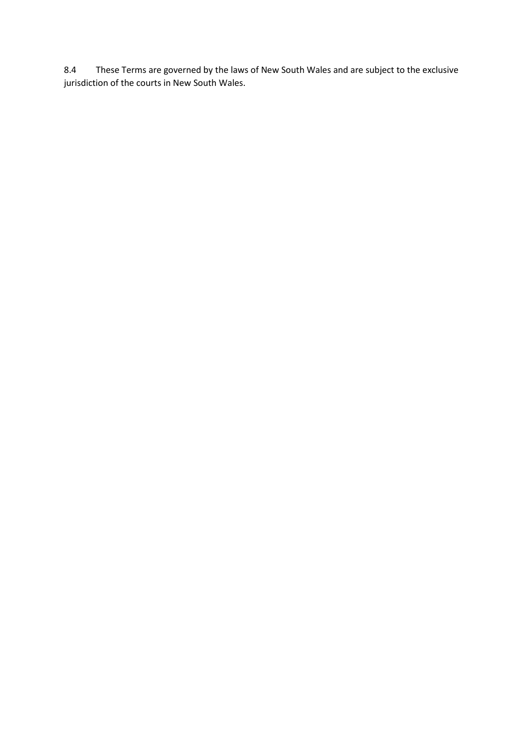8.4 These Terms are governed by the laws of New South Wales and are subject to the exclusive jurisdiction of the courts in New South Wales.